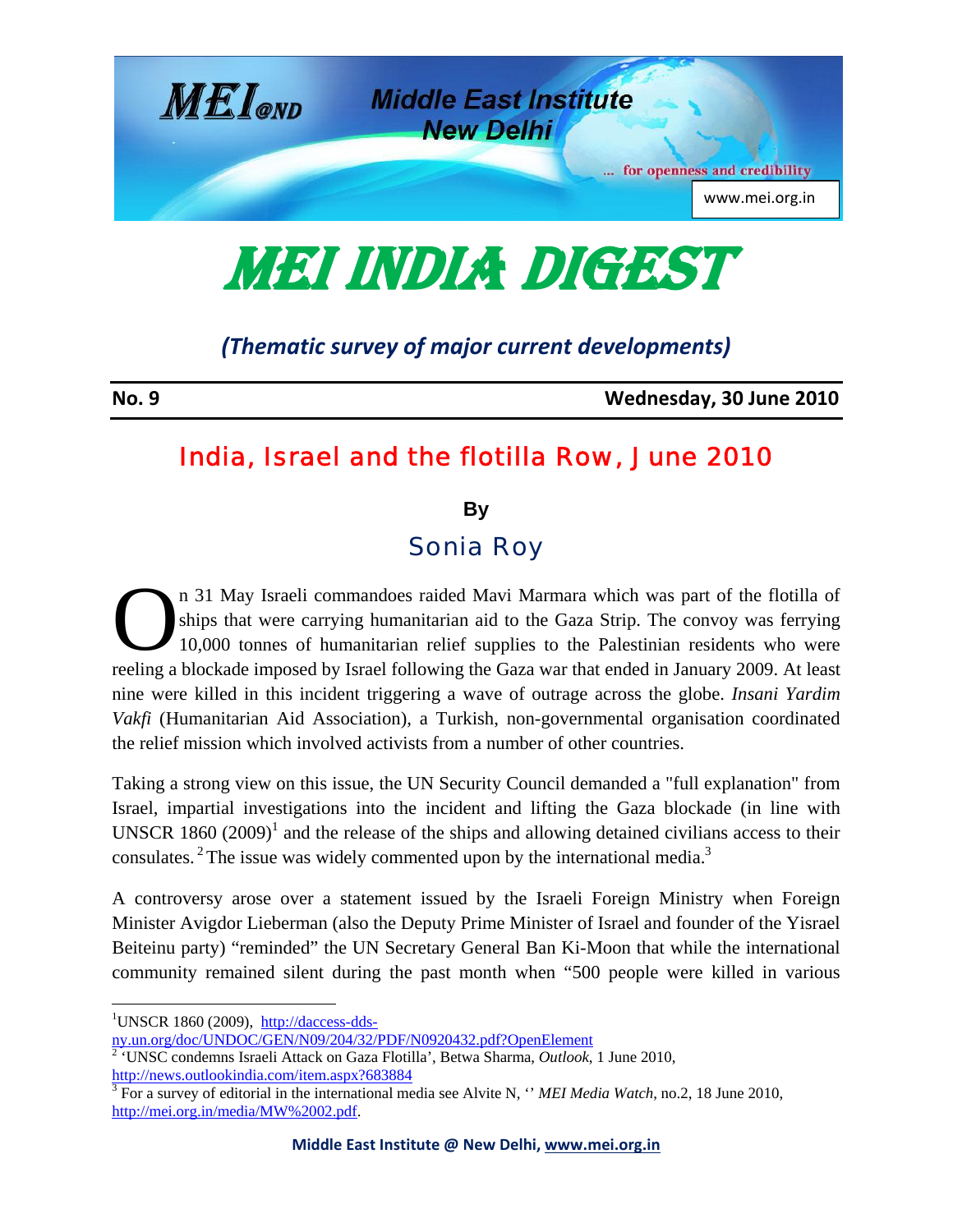# MEI INDIA DIGEST

*(Thematic survey of major current developments)*

**No. 9** **Wednesday, 30 June 2010**

## India, Israel and the flotilla Row, June 2010

**By**

### Sonia Roy

On 31 May Israeli commandoes raided Mavi Marmara which was part of the flotilla of ships that were carrying humanitarian aid to the Gaza Strip. The convoy was ferrying 10,000 tonnes of humanitarian relief supplies to the Palestinian residents who were reeling a blockade imposed by Israel following the Gaza war that ended in January 2009. At least nine were killed in this incident triggering a wave of outrage across the globe. *Insani Yardim Vakfi* (Humanitarian Aid Association), a Turkish, non-governmental organisation coordinated the relief mission which involved activists from a number of other countries.

Taking a strong view on this issue, the UN Security Council demanded a "full explanation" from Israel, impartial investigations into the incident and lifting the Gaza blockade (in line with UNSCR 1860 (2009)[1] and the release of the ships and allowing detained civilians access to their consulates.[2] The issue was widely commented upon by the international media.[3]

A controversy arose over a statement issued by the Israeli Foreign Ministry when Foreign Minister Avigdor Lieberman (also the Deputy Prime Minister of Israel and founder of the Yisrael Beiteinu party) "reminded" the UN Secretary General Ban Ki-Moon that while the international community remained silent during the past month when "500 people were killed in various

---

[1] UNSCR 1860 (2009), http://daccess-dds-ny.un.org/doc/UNDOC/GEN/N09/204/32/PDF/N0920432.pdf?OpenElement

[2] 'UNSC condemns Israeli Attack on Gaza Flotilla', Betwa Sharma, *Outlook*, 1 June 2010, http://news.outlookindia.com/item.aspx?683884

[3] For a survey of editorial in the international media see Alvite N, '' *MEI Media Watch*, no.2, 18 June 2010, http://mei.org.in/media/MW%2002.pdf.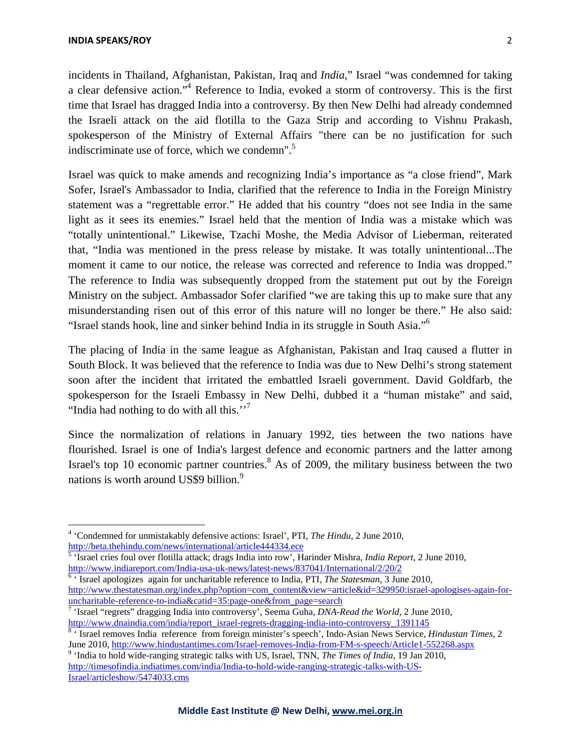incidents in Thailand, Afghanistan, Pakistan, Iraq and *India*," Israel "was condemned for taking a clear defensive action."[4] Reference to India, evoked a storm of controversy. This is the first time that Israel has dragged India into a controversy. By then New Delhi had already condemned the Israeli attack on the aid flotilla to the Gaza Strip and according to Vishnu Prakash, spokesperson of the Ministry of External Affairs "there can be no justification for such indiscriminate use of force, which we condemn".[5]

Israel was quick to make amends and recognizing India's importance as "a close friend", Mark Sofer, Israel's Ambassador to India, clarified that the reference to India in the Foreign Ministry statement was a "regrettable error." He added that his country "does not see India in the same light as it sees its enemies." Israel held that the mention of India was a mistake which was "totally unintentional." Likewise, Tzachi Moshe, the Media Advisor of Lieberman, reiterated that, "India was mentioned in the press release by mistake. It was totally unintentional...The moment it came to our notice, the release was corrected and reference to India was dropped." The reference to India was subsequently dropped from the statement put out by the Foreign Ministry on the subject. Ambassador Sofer clarified "we are taking this up to make sure that any misunderstanding risen out of this error of this nature will no longer be there." He also said: "Israel stands hook, line and sinker behind India in its struggle in South Asia."[6]

The placing of India in the same league as Afghanistan, Pakistan and Iraq caused a flutter in South Block. It was believed that the reference to India was due to New Delhi's strong statement soon after the incident that irritated the embattled Israeli government. David Goldfarb, the spokesperson for the Israeli Embassy in New Delhi, dubbed it a "human mistake" and said, "India had nothing to do with all this.''[7]

Since the normalization of relations in January 1992, ties between the two nations have flourished. Israel is one of India's largest defence and economic partners and the latter among Israel's top 10 economic partner countries.[8] As of 2009, the military business between the two nations is worth around US$9 billion.[9]

---

[4] 'Condemned for unmistakably defensive actions: Israel', PTI, *The Hindu*, 2 June 2010, http://beta.thehindu.com/news/international/article444334.ece

[5] 'Israel cries foul over flotilla attack; drags India into row', Harinder Mishra, *India Report*, 2 June 2010, http://www.indiareport.com/India-usa-uk-news/latest-news/837041/International/2/20/2

[6] ' Israel apologizes again for uncharitable reference to India, PTI, *The Statesman*, 3 June 2010, http://www.thestatesman.org/index.php?option=com_content&view=article&id=329950:israel-apologises-again-for-uncharitable-reference-to-india&catid=35:page-one&from_page=search

[7] 'Israel "regrets" dragging India into controversy', Seema Guha, *DNA-Read the World*, 2 June 2010, http://www.dnaindia.com/india/report_israel-regrets-dragging-india-into-controversy_1391145

[8] ' Israel removes India reference from foreign minister's speech', Indo-Asian News Service, *Hindustan Times*, 2 June 2010, http://www.hindustantimes.com/Israel-removes-India-from-FM-s-speech/Article1-552268.aspx

[9] 'India to hold wide-ranging strategic talks with US, Israel, TNN, *The Times of India*, 19 Jan 2010, http://timesofindia.indiatimes.com/india/India-to-hold-wide-ranging-strategic-talks-with-US-Israel/articleshow/5474033.cms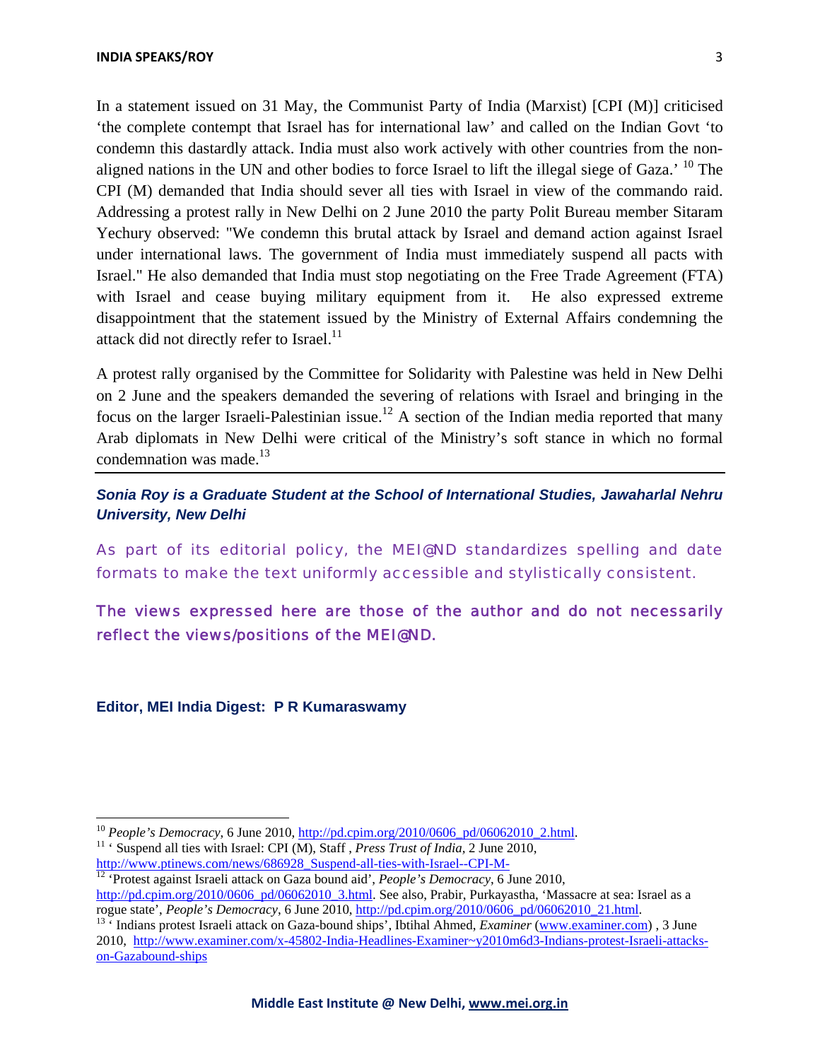In a statement issued on 31 May, the Communist Party of India (Marxist) [CPI (M)] criticised 'the complete contempt that Israel has for international law' and called on the Indian Govt 'to condemn this dastardly attack. India must also work actively with other countries from the non-aligned nations in the UN and other bodies to force Israel to lift the illegal siege of Gaza.' [10] The CPI (M) demanded that India should sever all ties with Israel in view of the commando raid. Addressing a protest rally in New Delhi on 2 June 2010 the party Polit Bureau member Sitaram Yechury observed: "We condemn this brutal attack by Israel and demand action against Israel under international laws. The government of India must immediately suspend all pacts with Israel." He also demanded that India must stop negotiating on the Free Trade Agreement (FTA) with Israel and cease buying military equipment from it. He also expressed extreme disappointment that the statement issued by the Ministry of External Affairs condemning the attack did not directly refer to Israel.[11]

A protest rally organised by the Committee for Solidarity with Palestine was held in New Delhi on 2 June and the speakers demanded the severing of relations with Israel and bringing in the focus on the larger Israeli-Palestinian issue.[12] A section of the Indian media reported that many Arab diplomats in New Delhi were critical of the Ministry's soft stance in which no formal condemnation was made.[13]

---

***Sonia Roy is a Graduate Student at the School of International Studies, Jawaharlal Nehru University, New Delhi***

As part of its editorial policy, the MEI@ND standardizes spelling and date formats to make the text uniformly accessible and stylistically consistent.

The views expressed here are those of the author and do not necessarily reflect the views/positions of the MEI@ND.

**Editor, MEI India Digest: P R Kumaraswamy**

---

[10] *People's Democracy*, 6 June 2010, http://pd.cpim.org/2010/0606_pd/06062010_2.html.

[11] ' Suspend all ties with Israel: CPI (M), Staff , *Press Trust of India*, 2 June 2010, http://www.ptinews.com/news/686928_Suspend-all-ties-with-Israel--CPI-M-

[12] 'Protest against Israeli attack on Gaza bound aid', *People's Democracy*, 6 June 2010, http://pd.cpim.org/2010/0606_pd/06062010_3.html. See also, Prabir, Purkayastha, 'Massacre at sea: Israel as a rogue state', *People's Democracy*, 6 June 2010, http://pd.cpim.org/2010/0606_pd/06062010_21.html.

[13] ' Indians protest Israeli attack on Gaza-bound ships', Ibtihal Ahmed, *Examiner* (www.examiner.com) , 3 June 2010, http://www.examiner.com/x-45802-India-Headlines-Examiner~y2010m6d3-Indians-protest-Israeli-attacks-on-Gazabound-ships